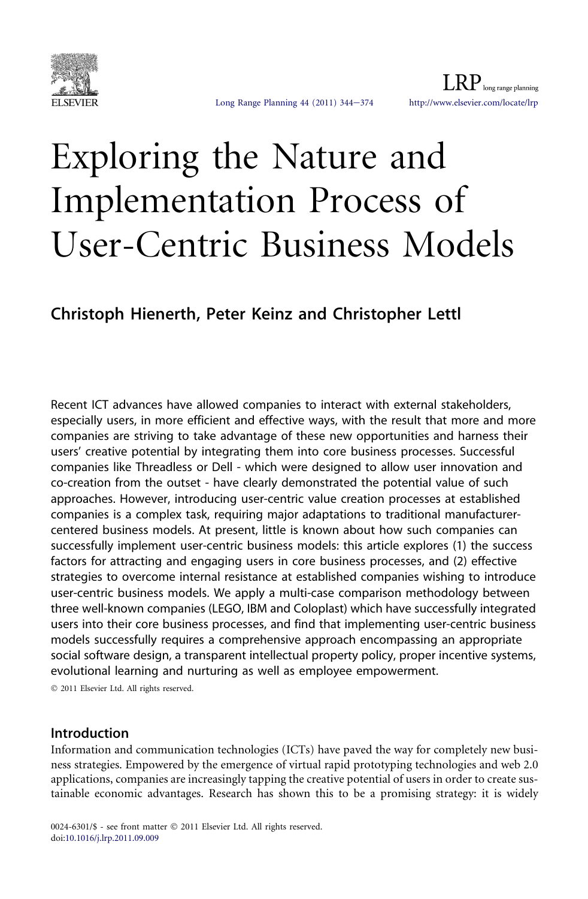# Exploring the Nature and Implementation Process of User-Centric Business Models

## Christoph Hienerth, Peter Keinz and Christopher Lettl

Recent ICT advances have allowed companies to interact with external stakeholders, especially users, in more efficient and effective ways, with the result that more and more companies are striving to take advantage of these new opportunities and harness their users' creative potential by integrating them into core business processes. Successful companies like Threadless or Dell - which were designed to allow user innovation and co-creation from the outset - have clearly demonstrated the potential value of such approaches. However, introducing user-centric value creation processes at established companies is a complex task, requiring major adaptations to traditional manufacturer-centered business models. At present, little is known about how such companies can successfully implement user-centric business models: this article explores (1) the success factors for attracting and engaging users in core business processes, and (2) effective strategies to overcome internal resistance at established companies wishing to introduce user-centric business models. We apply a multi-case comparison methodology between three well-known companies (LEGO, IBM and Coloplast) which have successfully integrated users into their core business processes, and find that implementing user-centric business models successfully requires a comprehensive approach encompassing an appropriate social software design, a transparent intellectual property policy, proper incentive systems, evolutional learning and nurturing as well as employee empowerment.

© 2011 Elsevier Ltd. All rights reserved.

## Introduction

Information and communication technologies (ICTs) have paved the way for completely new business strategies. Empowered by the emergence of virtual rapid prototyping technologies and web 2.0 applications, companies are increasingly tapping the creative potential of users in order to create sustainable economic advantages. Research has shown this to be a promising strategy: it is widely

0024-6301/$ - see front matter © 2011 Elsevier Ltd. All rights reserved.
doi:10.1016/j.lrp.2011.09.009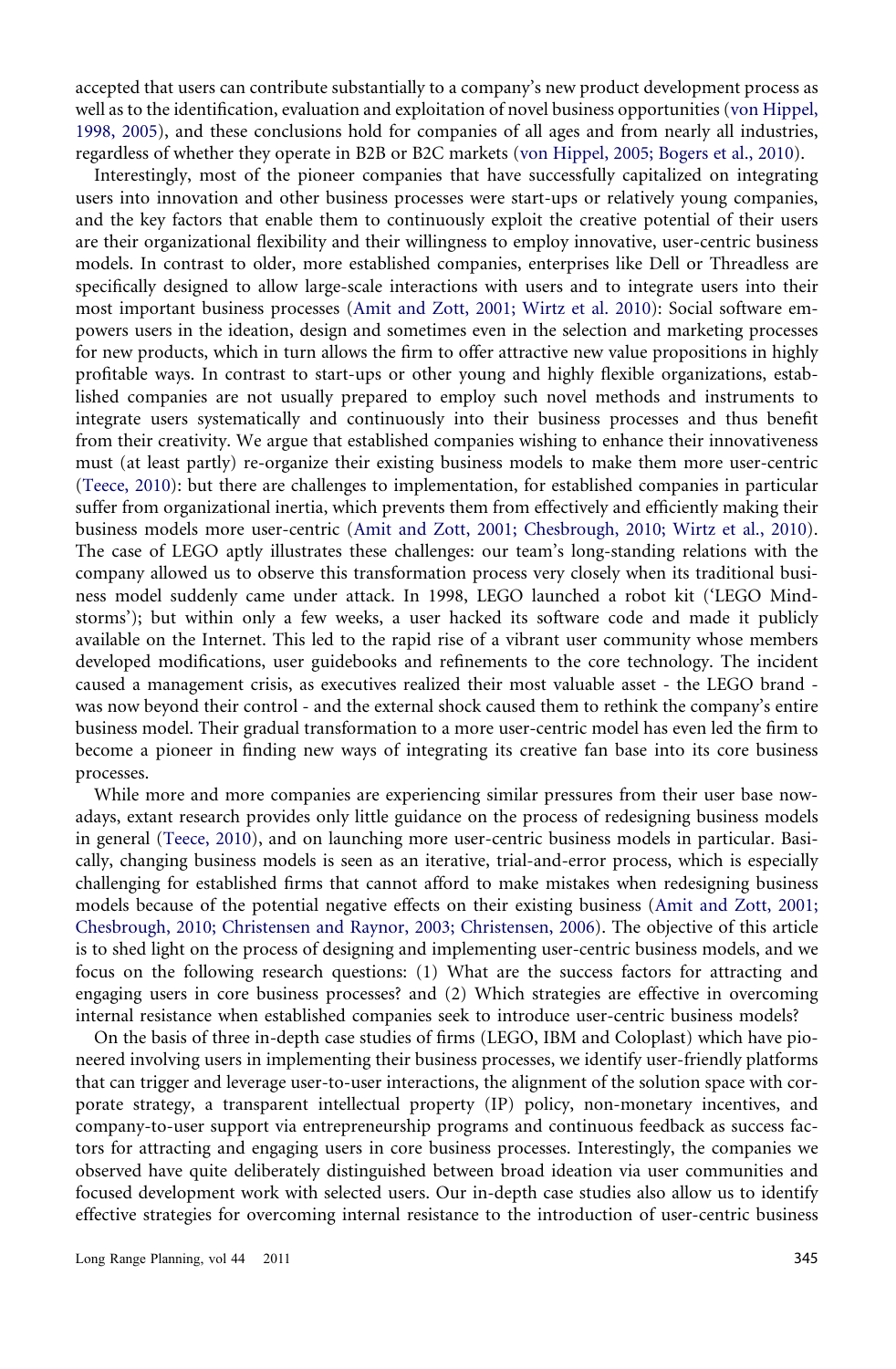accepted that users can contribute substantially to a company's new product development process as well as to the identification, evaluation and exploitation of novel business opportunities (von Hippel, 1998, 2005), and these conclusions hold for companies of all ages and from nearly all industries, regardless of whether they operate in B2B or B2C markets (von Hippel, 2005; Bogers et al., 2010).

Interestingly, most of the pioneer companies that have successfully capitalized on integrating users into innovation and other business processes were start-ups or relatively young companies, and the key factors that enable them to continuously exploit the creative potential of their users are their organizational flexibility and their willingness to employ innovative, user-centric business models. In contrast to older, more established companies, enterprises like Dell or Threadless are specifically designed to allow large-scale interactions with users and to integrate users into their most important business processes (Amit and Zott, 2001; Wirtz et al. 2010): Social software empowers users in the ideation, design and sometimes even in the selection and marketing processes for new products, which in turn allows the firm to offer attractive new value propositions in highly profitable ways. In contrast to start-ups or other young and highly flexible organizations, established companies are not usually prepared to employ such novel methods and instruments to integrate users systematically and continuously into their business processes and thus benefit from their creativity. We argue that established companies wishing to enhance their innovativeness must (at least partly) re-organize their existing business models to make them more user-centric (Teece, 2010): but there are challenges to implementation, for established companies in particular suffer from organizational inertia, which prevents them from effectively and efficiently making their business models more user-centric (Amit and Zott, 2001; Chesbrough, 2010; Wirtz et al., 2010). The case of LEGO aptly illustrates these challenges: our team's long-standing relations with the company allowed us to observe this transformation process very closely when its traditional business model suddenly came under attack. In 1998, LEGO launched a robot kit ('LEGO Mindstorms'); but within only a few weeks, a user hacked its software code and made it publicly available on the Internet. This led to the rapid rise of a vibrant user community whose members developed modifications, user guidebooks and refinements to the core technology. The incident caused a management crisis, as executives realized their most valuable asset - the LEGO brand - was now beyond their control - and the external shock caused them to rethink the company's entire business model. Their gradual transformation to a more user-centric model has even led the firm to become a pioneer in finding new ways of integrating its creative fan base into its core business processes.

While more and more companies are experiencing similar pressures from their user base nowadays, extant research provides only little guidance on the process of redesigning business models in general (Teece, 2010), and on launching more user-centric business models in particular. Basically, changing business models is seen as an iterative, trial-and-error process, which is especially challenging for established firms that cannot afford to make mistakes when redesigning business models because of the potential negative effects on their existing business (Amit and Zott, 2001; Chesbrough, 2010; Christensen and Raynor, 2003; Christensen, 2006). The objective of this article is to shed light on the process of designing and implementing user-centric business models, and we focus on the following research questions: (1) What are the success factors for attracting and engaging users in core business processes? and (2) Which strategies are effective in overcoming internal resistance when established companies seek to introduce user-centric business models?

On the basis of three in-depth case studies of firms (LEGO, IBM and Coloplast) which have pioneered involving users in implementing their business processes, we identify user-friendly platforms that can trigger and leverage user-to-user interactions, the alignment of the solution space with corporate strategy, a transparent intellectual property (IP) policy, non-monetary incentives, and company-to-user support via entrepreneurship programs and continuous feedback as success factors for attracting and engaging users in core business processes. Interestingly, the companies we observed have quite deliberately distinguished between broad ideation via user communities and focused development work with selected users. Our in-depth case studies also allow us to identify effective strategies for overcoming internal resistance to the introduction of user-centric business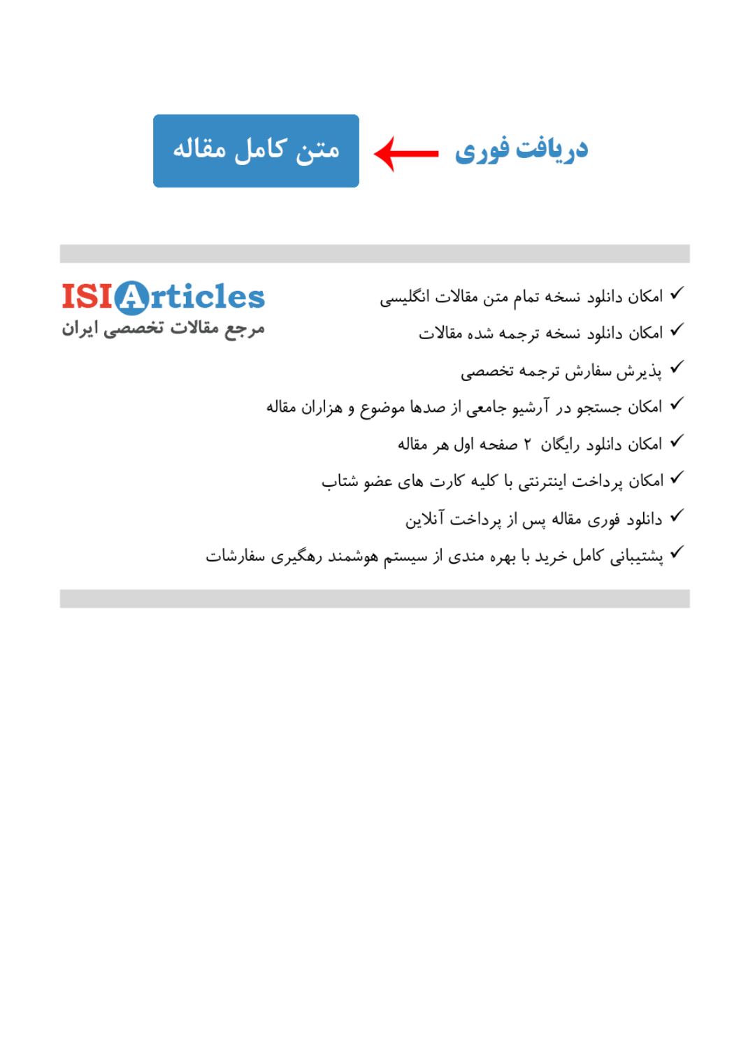دریافت فوری ← **متن کامل مقاله**

**ISIArticles**
مرجع مقالات تخصصی ایران

- ✓ امکان دانلود نسخه تمام متن مقالات انگلیسی
- ✓ امکان دانلود نسخه ترجمه شده مقالات
- ✓ پذیرش سفارش ترجمه تخصصی
- ✓ امکان جستجو در آرشیو جامعی از صدها موضوع و هزاران مقاله
- ✓ امکان دانلود رایگان ۲ صفحه اول هر مقاله
- ✓ امکان پرداخت اینترنتی با کلیه کارت های عضو شتاب
- ✓ دانلود فوری مقاله پس از پرداخت آنلاین
- ✓ پشتیبانی کامل خرید با بهره مندی از سیستم هوشمند رهگیری سفارشات